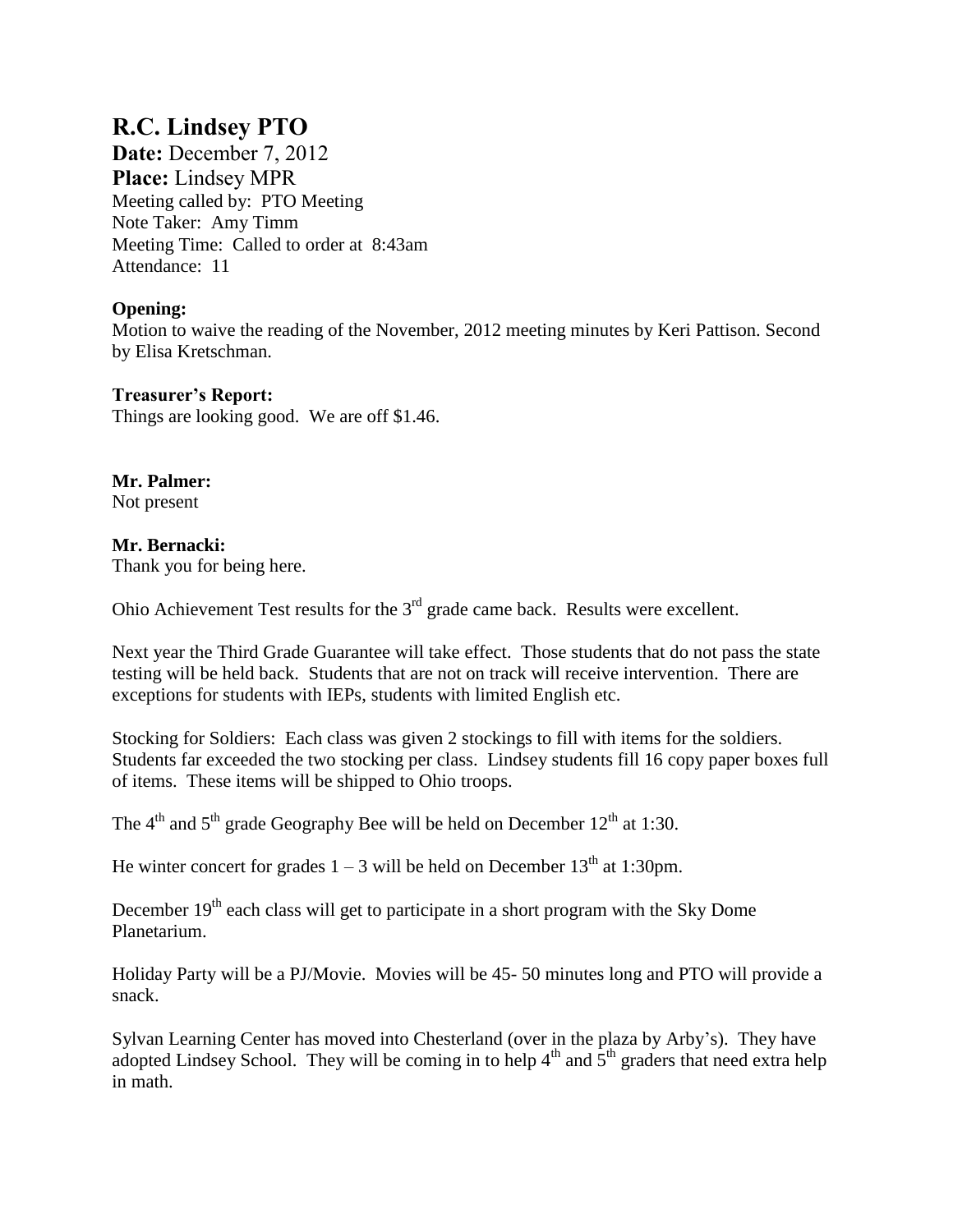# R.C. Lindsey PTO

**Date:** December 7, 2012
**Place:** Lindsey MPR
Meeting called by: PTO Meeting
Note Taker: Amy Timm
Meeting Time: Called to order at 8:43am
Attendance: 11

**Opening:**
Motion to waive the reading of the November, 2012 meeting minutes by Keri Pattison. Second by Elisa Kretschman.

**Treasurer's Report:**
Things are looking good. We are off $1.46.

**Mr. Palmer:**
Not present

**Mr. Bernacki:**
Thank you for being here.

Ohio Achievement Test results for the 3rd grade came back. Results were excellent.

Next year the Third Grade Guarantee will take effect. Those students that do not pass the state testing will be held back. Students that are not on track will receive intervention. There are exceptions for students with IEPs, students with limited English etc.

Stocking for Soldiers: Each class was given 2 stockings to fill with items for the soldiers. Students far exceeded the two stocking per class. Lindsey students fill 16 copy paper boxes full of items. These items will be shipped to Ohio troops.

The 4th and 5th grade Geography Bee will be held on December 12th at 1:30.

He winter concert for grades 1 – 3 will be held on December 13th at 1:30pm.

December 19th each class will get to participate in a short program with the Sky Dome Planetarium.

Holiday Party will be a PJ/Movie. Movies will be 45- 50 minutes long and PTO will provide a snack.

Sylvan Learning Center has moved into Chesterland (over in the plaza by Arby's). They have adopted Lindsey School. They will be coming in to help 4th and 5th graders that need extra help in math.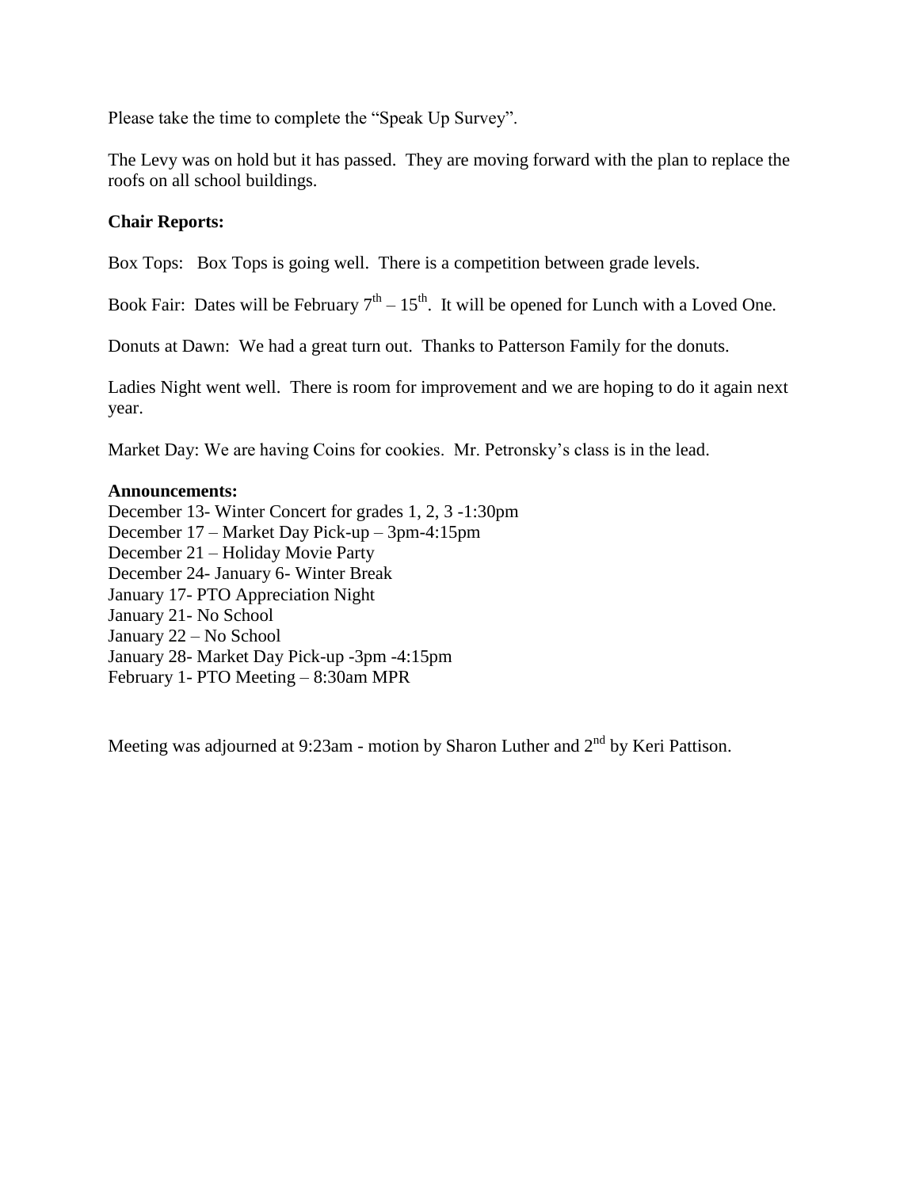Please take the time to complete the “Speak Up Survey”.

The Levy was on hold but it has passed. They are moving forward with the plan to replace the roofs on all school buildings.

**Chair Reports:**

Box Tops: Box Tops is going well. There is a competition between grade levels.

Book Fair: Dates will be February 7th – 15th. It will be opened for Lunch with a Loved One.

Donuts at Dawn: We had a great turn out. Thanks to Patterson Family for the donuts.

Ladies Night went well. There is room for improvement and we are hoping to do it again next year.

Market Day: We are having Coins for cookies. Mr. Petronsky’s class is in the lead.

**Announcements:**

December 13- Winter Concert for grades 1, 2, 3 -1:30pm
December 17 – Market Day Pick-up – 3pm-4:15pm
December 21 – Holiday Movie Party
December 24- January 6- Winter Break
January 17- PTO Appreciation Night
January 21- No School
January 22 – No School
January 28- Market Day Pick-up -3pm -4:15pm
February 1- PTO Meeting – 8:30am MPR

Meeting was adjourned at 9:23am - motion by Sharon Luther and 2nd by Keri Pattison.